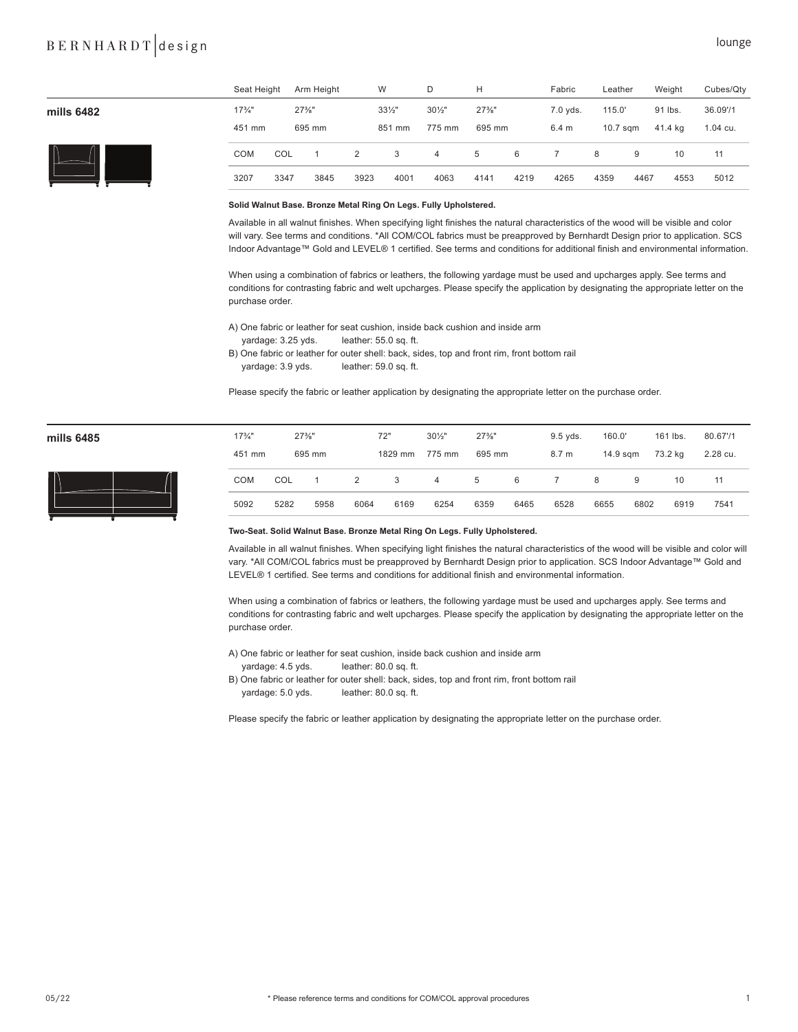lounge

## mills 6482

| Seat Height | Arm Height | W | D | H | Fabric | Leather | Weight | Cubes/Qty |
|---|---|---|---|---|---|---|---|---|
| 17¾" | 27⅜" | 33½" | 30½" | 27⅜" | 7.0 yds. | 115.0' | 91 lbs. | 36.09'/1 |
| 451 mm | 695 mm | 851 mm | 775 mm | 695 mm | 6.4 m | 10.7 sqm | 41.4 kg | 1.04 cu. |

| COM | COL | 1 | 2 | 3 | 4 | 5 | 6 | 7 | 8 | 9 | 10 | 11 |
|---|---|---|---|---|---|---|---|---|---|---|---|---|
| 3207 | 3347 | 3845 | 3923 | 4001 | 4063 | 4141 | 4219 | 4265 | 4359 | 4467 | 4553 | 5012 |

**Solid Walnut Base. Bronze Metal Ring On Legs. Fully Upholstered.**

Available in all walnut finishes. When specifying light finishes the natural characteristics of the wood will be visible and color will vary. See terms and conditions. *All COM/COL fabrics must be preapproved by Bernhardt Design prior to application. SCS Indoor Advantage™ Gold and LEVEL® 1 certified. See terms and conditions for additional finish and environmental information.

When using a combination of fabrics or leathers, the following yardage must be used and upcharges apply. See terms and conditions for contrasting fabric and welt upcharges. Please specify the application by designating the appropriate letter on the purchase order.

A) One fabric or leather for seat cushion, inside back cushion and inside arm
   yardage: 3.25 yds.   leather: 55.0 sq. ft.
B) One fabric or leather for outer shell: back, sides, top and front rim, front bottom rail
   yardage: 3.9 yds.   leather: 59.0 sq. ft.

Please specify the fabric or leather application by designating the appropriate letter on the purchase order.

## mills 6485

| Seat Height | Arm Height | W | D | H | Fabric | Leather | Weight | Cubes/Qty |
|---|---|---|---|---|---|---|---|---|
| 17¾" | 27⅜" | 72" | 30½" | 27⅜" | 9.5 yds. | 160.0' | 161 lbs. | 80.67'/1 |
| 451 mm | 695 mm | 1829 mm | 775 mm | 695 mm | 8.7 m | 14.9 sqm | 73.2 kg | 2.28 cu. |

| COM | COL | 1 | 2 | 3 | 4 | 5 | 6 | 7 | 8 | 9 | 10 | 11 |
|---|---|---|---|---|---|---|---|---|---|---|---|---|
| 5092 | 5282 | 5958 | 6064 | 6169 | 6254 | 6359 | 6465 | 6528 | 6655 | 6802 | 6919 | 7541 |

**Two-Seat. Solid Walnut Base. Bronze Metal Ring On Legs. Fully Upholstered.**

Available in all walnut finishes. When specifying light finishes the natural characteristics of the wood will be visible and color will vary. *All COM/COL fabrics must be preapproved by Bernhardt Design prior to application. SCS Indoor Advantage™ Gold and LEVEL® 1 certified. See terms and conditions for additional finish and environmental information.

When using a combination of fabrics or leathers, the following yardage must be used and upcharges apply. See terms and conditions for contrasting fabric and welt upcharges. Please specify the application by designating the appropriate letter on the purchase order.

A) One fabric or leather for seat cushion, inside back cushion and inside arm
   yardage: 4.5 yds.   leather: 80.0 sq. ft.
B) One fabric or leather for outer shell: back, sides, top and front rim, front bottom rail
   yardage: 5.0 yds.   leather: 80.0 sq. ft.

Please specify the fabric or leather application by designating the appropriate letter on the purchase order.

05/22   * Please reference terms and conditions for COM/COL approval procedures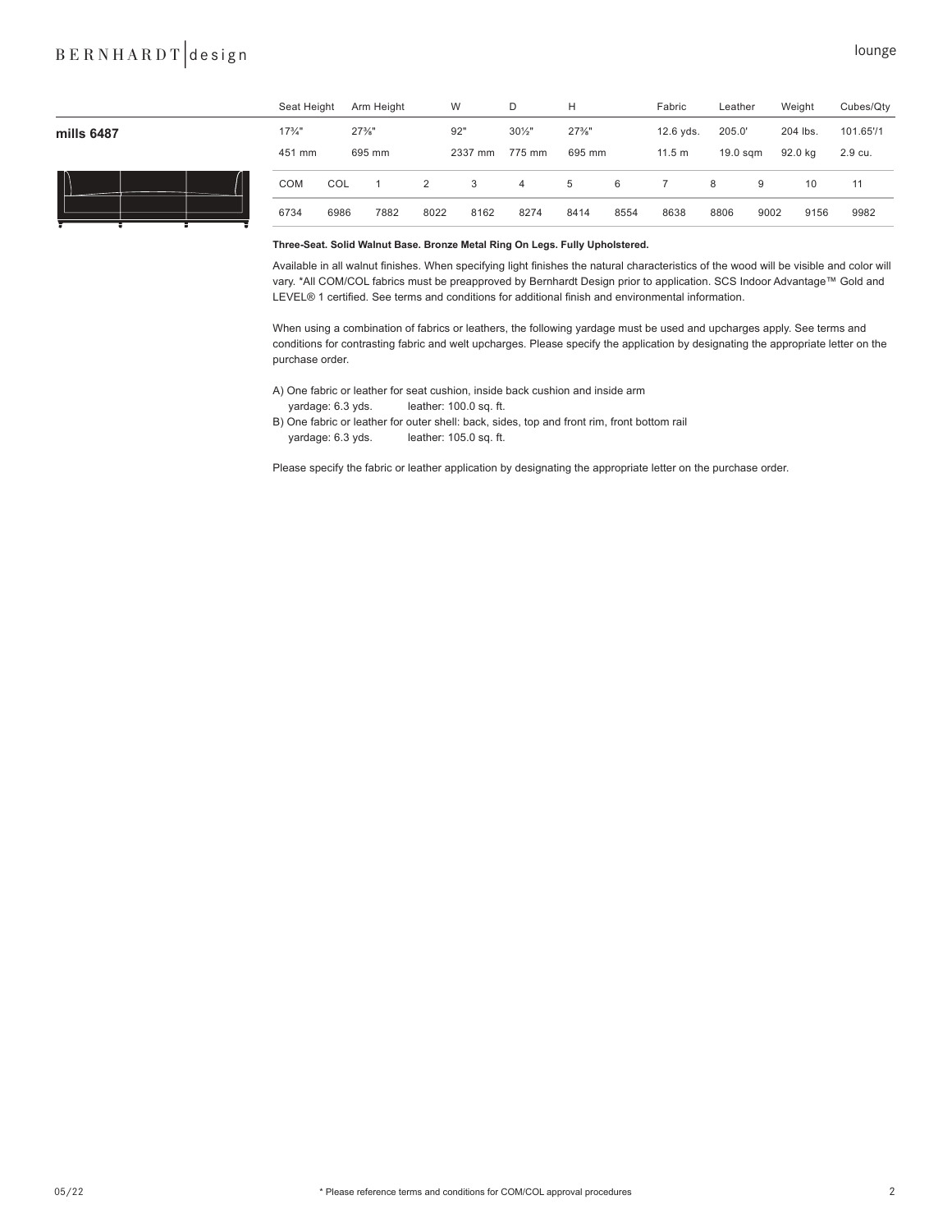**mills 6487**

| Seat Height | | Arm Height | | W | D | H | | Fabric | Leather | | Weight | Cubes/Qty |
|---|---|---|---|---|---|---|---|---|---|---|---|---|
| 17¾" | | 27⅜" | | 92" | 30½" | 27⅜" | | 12.6 yds. | 205.0' | | 204 lbs. | 101.65'/1 |
| 451 mm | | 695 mm | | 2337 mm | 775 mm | 695 mm | | 11.5 m | 19.0 sqm | | 92.0 kg | 2.9 cu. |
| COM | COL | 1 | 2 | 3 | 4 | 5 | 6 | 7 | 8 | 9 | 10 | 11 |
| 6734 | 6986 | 7882 | 8022 | 8162 | 8274 | 8414 | 8554 | 8638 | 8806 | 9002 | 9156 | 9982 |

**Three-Seat. Solid Walnut Base. Bronze Metal Ring On Legs. Fully Upholstered.**

Available in all walnut finishes. When specifying light finishes the natural characteristics of the wood will be visible and color will vary. *All COM/COL fabrics must be preapproved by Bernhardt Design prior to application. SCS Indoor Advantage™ Gold and LEVEL® 1 certified. See terms and conditions for additional finish and environmental information.

When using a combination of fabrics or leathers, the following yardage must be used and upcharges apply. See terms and conditions for contrasting fabric and welt upcharges. Please specify the application by designating the appropriate letter on the purchase order.

A) One fabric or leather for seat cushion, inside back cushion and inside arm
   yardage: 6.3 yds. leather: 100.0 sq. ft.
B) One fabric or leather for outer shell: back, sides, top and front rim, front bottom rail
   yardage: 6.3 yds. leather: 105.0 sq. ft.

Please specify the fabric or leather application by designating the appropriate letter on the purchase order.

* Please reference terms and conditions for COM/COL approval procedures